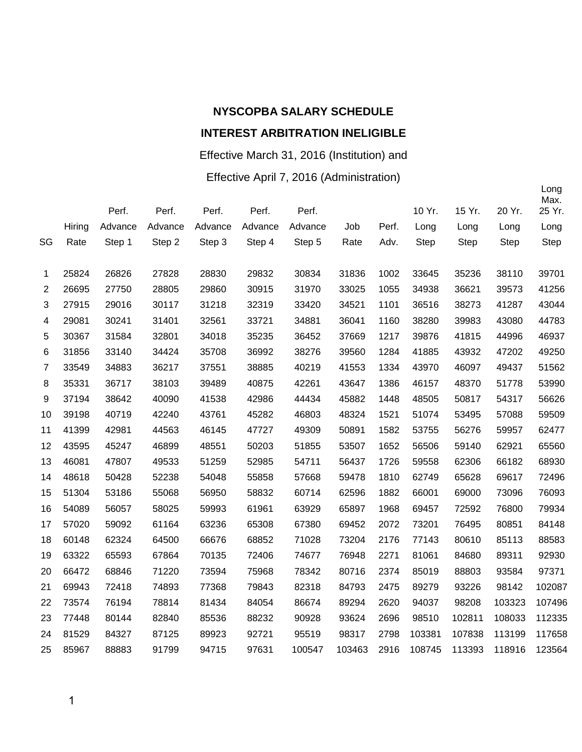**NYSCOPBA SALARY SCHEDULE**

**INTEREST ARBITRATION INELIGIBLE**

Effective March 31, 2016 (Institution) and

Effective April 7, 2016 (Administration)

| SG | Hiring Rate | Perf. Advance Step 1 | Perf. Advance Step 2 | Perf. Advance Step 3 | Perf. Advance Step 4 | Perf. Advance Step 5 | Job Rate | Perf. Adv. | 10 Yr. Long Step | 15 Yr. Long Step | 20 Yr. Long Step | Long Max. 25 Yr. Long Step |
|---|---|---|---|---|---|---|---|---|---|---|---|---|
| 1 | 25824 | 26826 | 27828 | 28830 | 29832 | 30834 | 31836 | 1002 | 33645 | 35236 | 38110 | 39701 |
| 2 | 26695 | 27750 | 28805 | 29860 | 30915 | 31970 | 33025 | 1055 | 34938 | 36621 | 39573 | 41256 |
| 3 | 27915 | 29016 | 30117 | 31218 | 32319 | 33420 | 34521 | 1101 | 36516 | 38273 | 41287 | 43044 |
| 4 | 29081 | 30241 | 31401 | 32561 | 33721 | 34881 | 36041 | 1160 | 38280 | 39983 | 43080 | 44783 |
| 5 | 30367 | 31584 | 32801 | 34018 | 35235 | 36452 | 37669 | 1217 | 39876 | 41815 | 44996 | 46937 |
| 6 | 31856 | 33140 | 34424 | 35708 | 36992 | 38276 | 39560 | 1284 | 41885 | 43932 | 47202 | 49250 |
| 7 | 33549 | 34883 | 36217 | 37551 | 38885 | 40219 | 41553 | 1334 | 43970 | 46097 | 49437 | 51562 |
| 8 | 35331 | 36717 | 38103 | 39489 | 40875 | 42261 | 43647 | 1386 | 46157 | 48370 | 51778 | 53990 |
| 9 | 37194 | 38642 | 40090 | 41538 | 42986 | 44434 | 45882 | 1448 | 48505 | 50817 | 54317 | 56626 |
| 10 | 39198 | 40719 | 42240 | 43761 | 45282 | 46803 | 48324 | 1521 | 51074 | 53495 | 57088 | 59509 |
| 11 | 41399 | 42981 | 44563 | 46145 | 47727 | 49309 | 50891 | 1582 | 53755 | 56276 | 59957 | 62477 |
| 12 | 43595 | 45247 | 46899 | 48551 | 50203 | 51855 | 53507 | 1652 | 56506 | 59140 | 62921 | 65560 |
| 13 | 46081 | 47807 | 49533 | 51259 | 52985 | 54711 | 56437 | 1726 | 59558 | 62306 | 66182 | 68930 |
| 14 | 48618 | 50428 | 52238 | 54048 | 55858 | 57668 | 59478 | 1810 | 62749 | 65628 | 69617 | 72496 |
| 15 | 51304 | 53186 | 55068 | 56950 | 58832 | 60714 | 62596 | 1882 | 66001 | 69000 | 73096 | 76093 |
| 16 | 54089 | 56057 | 58025 | 59993 | 61961 | 63929 | 65897 | 1968 | 69457 | 72592 | 76800 | 79934 |
| 17 | 57020 | 59092 | 61164 | 63236 | 65308 | 67380 | 69452 | 2072 | 73201 | 76495 | 80851 | 84148 |
| 18 | 60148 | 62324 | 64500 | 66676 | 68852 | 71028 | 73204 | 2176 | 77143 | 80610 | 85113 | 88583 |
| 19 | 63322 | 65593 | 67864 | 70135 | 72406 | 74677 | 76948 | 2271 | 81061 | 84680 | 89311 | 92930 |
| 20 | 66472 | 68846 | 71220 | 73594 | 75968 | 78342 | 80716 | 2374 | 85019 | 88803 | 93584 | 97371 |
| 21 | 69943 | 72418 | 74893 | 77368 | 79843 | 82318 | 84793 | 2475 | 89279 | 93226 | 98142 | 102087 |
| 22 | 73574 | 76194 | 78814 | 81434 | 84054 | 86674 | 89294 | 2620 | 94037 | 98208 | 103323 | 107496 |
| 23 | 77448 | 80144 | 82840 | 85536 | 88232 | 90928 | 93624 | 2696 | 98510 | 102811 | 108033 | 112335 |
| 24 | 81529 | 84327 | 87125 | 89923 | 92721 | 95519 | 98317 | 2798 | 103381 | 107838 | 113199 | 117658 |
| 25 | 85967 | 88883 | 91799 | 94715 | 97631 | 100547 | 103463 | 2916 | 108745 | 113393 | 118916 | 123564 |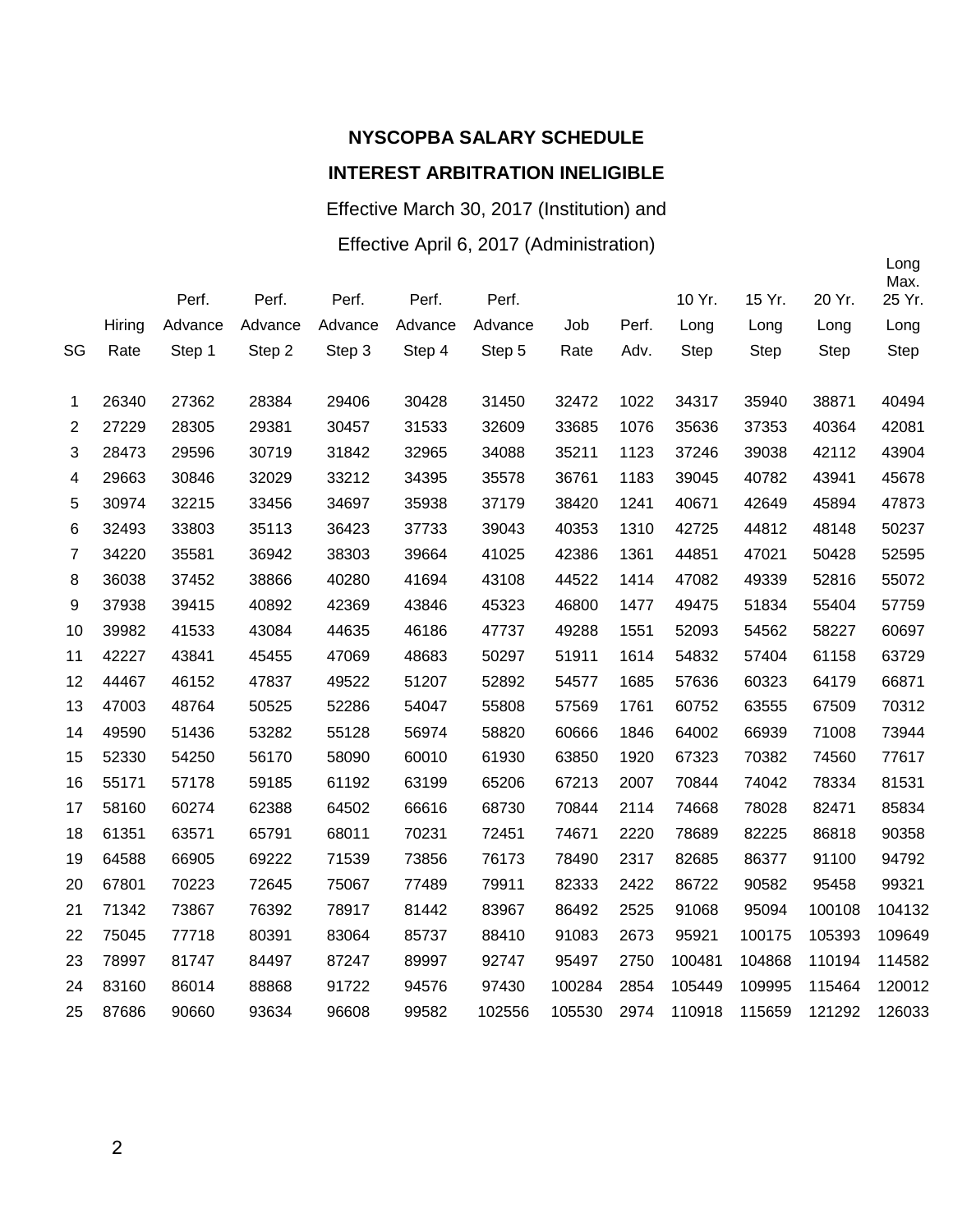**NYSCOPBA SALARY SCHEDULE**

**INTEREST ARBITRATION INELIGIBLE**

Effective March 30, 2017 (Institution) and

Effective April 6, 2017 (Administration)

| SG | Hiring Rate | Perf. Advance Step 1 | Perf. Advance Step 2 | Perf. Advance Step 3 | Perf. Advance Step 4 | Perf. Advance Step 5 | Job Rate | Perf. Adv. | 10 Yr. Long Step | 15 Yr. Long Step | 20 Yr. Long Step | Long Max. 25 Yr. Long Step |
|---|---|---|---|---|---|---|---|---|---|---|---|---|
| 1 | 26340 | 27362 | 28384 | 29406 | 30428 | 31450 | 32472 | 1022 | 34317 | 35940 | 38871 | 40494 |
| 2 | 27229 | 28305 | 29381 | 30457 | 31533 | 32609 | 33685 | 1076 | 35636 | 37353 | 40364 | 42081 |
| 3 | 28473 | 29596 | 30719 | 31842 | 32965 | 34088 | 35211 | 1123 | 37246 | 39038 | 42112 | 43904 |
| 4 | 29663 | 30846 | 32029 | 33212 | 34395 | 35578 | 36761 | 1183 | 39045 | 40782 | 43941 | 45678 |
| 5 | 30974 | 32215 | 33456 | 34697 | 35938 | 37179 | 38420 | 1241 | 40671 | 42649 | 45894 | 47873 |
| 6 | 32493 | 33803 | 35113 | 36423 | 37733 | 39043 | 40353 | 1310 | 42725 | 44812 | 48148 | 50237 |
| 7 | 34220 | 35581 | 36942 | 38303 | 39664 | 41025 | 42386 | 1361 | 44851 | 47021 | 50428 | 52595 |
| 8 | 36038 | 37452 | 38866 | 40280 | 41694 | 43108 | 44522 | 1414 | 47082 | 49339 | 52816 | 55072 |
| 9 | 37938 | 39415 | 40892 | 42369 | 43846 | 45323 | 46800 | 1477 | 49475 | 51834 | 55404 | 57759 |
| 10 | 39982 | 41533 | 43084 | 44635 | 46186 | 47737 | 49288 | 1551 | 52093 | 54562 | 58227 | 60697 |
| 11 | 42227 | 43841 | 45455 | 47069 | 48683 | 50297 | 51911 | 1614 | 54832 | 57404 | 61158 | 63729 |
| 12 | 44467 | 46152 | 47837 | 49522 | 51207 | 52892 | 54577 | 1685 | 57636 | 60323 | 64179 | 66871 |
| 13 | 47003 | 48764 | 50525 | 52286 | 54047 | 55808 | 57569 | 1761 | 60752 | 63555 | 67509 | 70312 |
| 14 | 49590 | 51436 | 53282 | 55128 | 56974 | 58820 | 60666 | 1846 | 64002 | 66939 | 71008 | 73944 |
| 15 | 52330 | 54250 | 56170 | 58090 | 60010 | 61930 | 63850 | 1920 | 67323 | 70382 | 74560 | 77617 |
| 16 | 55171 | 57178 | 59185 | 61192 | 63199 | 65206 | 67213 | 2007 | 70844 | 74042 | 78334 | 81531 |
| 17 | 58160 | 60274 | 62388 | 64502 | 66616 | 68730 | 70844 | 2114 | 74668 | 78028 | 82471 | 85834 |
| 18 | 61351 | 63571 | 65791 | 68011 | 70231 | 72451 | 74671 | 2220 | 78689 | 82225 | 86818 | 90358 |
| 19 | 64588 | 66905 | 69222 | 71539 | 73856 | 76173 | 78490 | 2317 | 82685 | 86377 | 91100 | 94792 |
| 20 | 67801 | 70223 | 72645 | 75067 | 77489 | 79911 | 82333 | 2422 | 86722 | 90582 | 95458 | 99321 |
| 21 | 71342 | 73867 | 76392 | 78917 | 81442 | 83967 | 86492 | 2525 | 91068 | 95094 | 100108 | 104132 |
| 22 | 75045 | 77718 | 80391 | 83064 | 85737 | 88410 | 91083 | 2673 | 95921 | 100175 | 105393 | 109649 |
| 23 | 78997 | 81747 | 84497 | 87247 | 89997 | 92747 | 95497 | 2750 | 100481 | 104868 | 110194 | 114582 |
| 24 | 83160 | 86014 | 88868 | 91722 | 94576 | 97430 | 100284 | 2854 | 105449 | 109995 | 115464 | 120012 |
| 25 | 87686 | 90660 | 93634 | 96608 | 99582 | 102556 | 105530 | 2974 | 110918 | 115659 | 121292 | 126033 |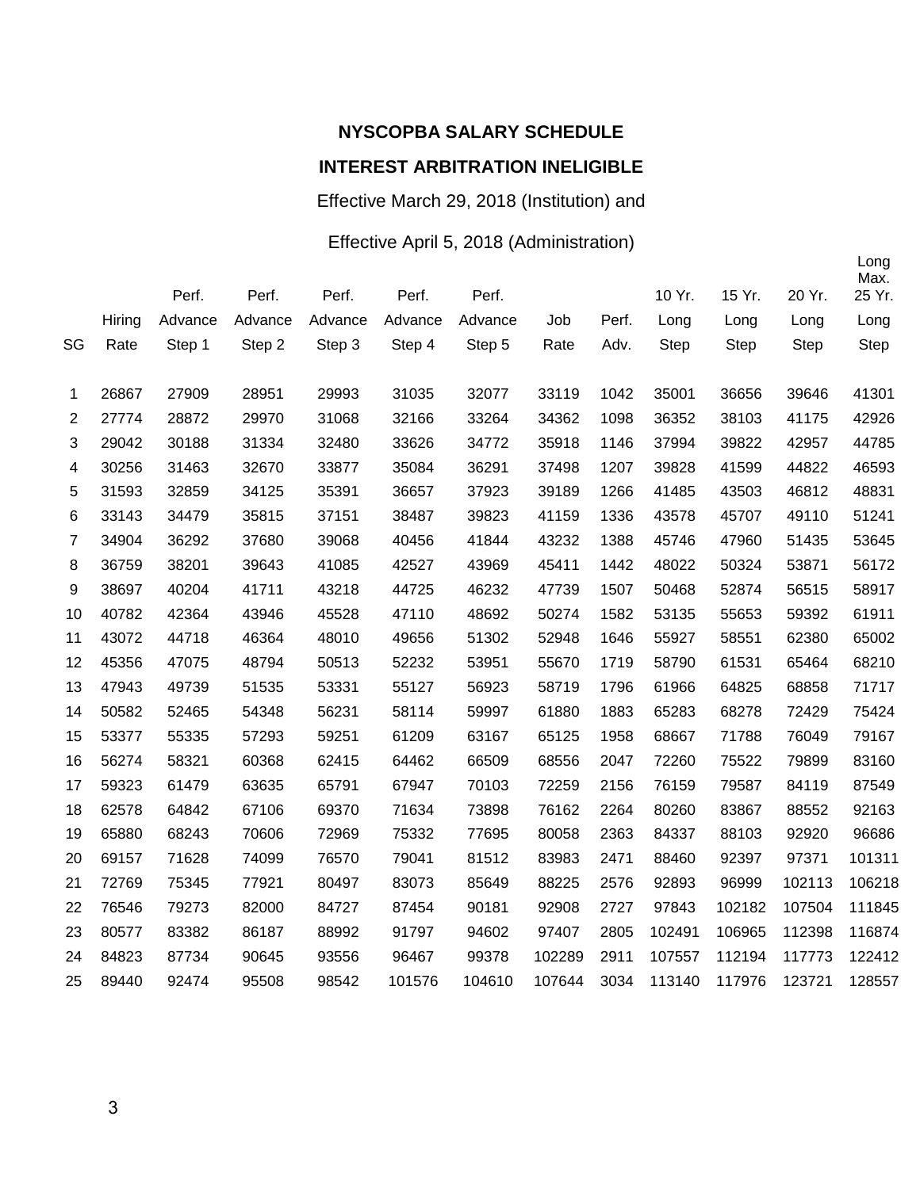# NYSCOPBA SALARY SCHEDULE

## INTEREST ARBITRATION INELIGIBLE

Effective March 29, 2018 (Institution) and

Effective April 5, 2018 (Administration)

| SG | Hiring Rate | Perf. Advance Step 1 | Perf. Advance Step 2 | Perf. Advance Step 3 | Perf. Advance Step 4 | Perf. Advance Step 5 | Job Rate | Perf. Adv. | 10 Yr. Long Step | 15 Yr. Long Step | 20 Yr. Long Step | Long Max. 25 Yr. Long Step |
|---|---|---|---|---|---|---|---|---|---|---|---|---|
| 1 | 26867 | 27909 | 28951 | 29993 | 31035 | 32077 | 33119 | 1042 | 35001 | 36656 | 39646 | 41301 |
| 2 | 27774 | 28872 | 29970 | 31068 | 32166 | 33264 | 34362 | 1098 | 36352 | 38103 | 41175 | 42926 |
| 3 | 29042 | 30188 | 31334 | 32480 | 33626 | 34772 | 35918 | 1146 | 37994 | 39822 | 42957 | 44785 |
| 4 | 30256 | 31463 | 32670 | 33877 | 35084 | 36291 | 37498 | 1207 | 39828 | 41599 | 44822 | 46593 |
| 5 | 31593 | 32859 | 34125 | 35391 | 36657 | 37923 | 39189 | 1266 | 41485 | 43503 | 46812 | 48831 |
| 6 | 33143 | 34479 | 35815 | 37151 | 38487 | 39823 | 41159 | 1336 | 43578 | 45707 | 49110 | 51241 |
| 7 | 34904 | 36292 | 37680 | 39068 | 40456 | 41844 | 43232 | 1388 | 45746 | 47960 | 51435 | 53645 |
| 8 | 36759 | 38201 | 39643 | 41085 | 42527 | 43969 | 45411 | 1442 | 48022 | 50324 | 53871 | 56172 |
| 9 | 38697 | 40204 | 41711 | 43218 | 44725 | 46232 | 47739 | 1507 | 50468 | 52874 | 56515 | 58917 |
| 10 | 40782 | 42364 | 43946 | 45528 | 47110 | 48692 | 50274 | 1582 | 53135 | 55653 | 59392 | 61911 |
| 11 | 43072 | 44718 | 46364 | 48010 | 49656 | 51302 | 52948 | 1646 | 55927 | 58551 | 62380 | 65002 |
| 12 | 45356 | 47075 | 48794 | 50513 | 52232 | 53951 | 55670 | 1719 | 58790 | 61531 | 65464 | 68210 |
| 13 | 47943 | 49739 | 51535 | 53331 | 55127 | 56923 | 58719 | 1796 | 61966 | 64825 | 68858 | 71717 |
| 14 | 50582 | 52465 | 54348 | 56231 | 58114 | 59997 | 61880 | 1883 | 65283 | 68278 | 72429 | 75424 |
| 15 | 53377 | 55335 | 57293 | 59251 | 61209 | 63167 | 65125 | 1958 | 68667 | 71788 | 76049 | 79167 |
| 16 | 56274 | 58321 | 60368 | 62415 | 64462 | 66509 | 68556 | 2047 | 72260 | 75522 | 79899 | 83160 |
| 17 | 59323 | 61479 | 63635 | 65791 | 67947 | 70103 | 72259 | 2156 | 76159 | 79587 | 84119 | 87549 |
| 18 | 62578 | 64842 | 67106 | 69370 | 71634 | 73898 | 76162 | 2264 | 80260 | 83867 | 88552 | 92163 |
| 19 | 65880 | 68243 | 70606 | 72969 | 75332 | 77695 | 80058 | 2363 | 84337 | 88103 | 92920 | 96686 |
| 20 | 69157 | 71628 | 74099 | 76570 | 79041 | 81512 | 83983 | 2471 | 88460 | 92397 | 97371 | 101311 |
| 21 | 72769 | 75345 | 77921 | 80497 | 83073 | 85649 | 88225 | 2576 | 92893 | 96999 | 102113 | 106218 |
| 22 | 76546 | 79273 | 82000 | 84727 | 87454 | 90181 | 92908 | 2727 | 97843 | 102182 | 107504 | 111845 |
| 23 | 80577 | 83382 | 86187 | 88992 | 91797 | 94602 | 97407 | 2805 | 102491 | 106965 | 112398 | 116874 |
| 24 | 84823 | 87734 | 90645 | 93556 | 96467 | 99378 | 102289 | 2911 | 107557 | 112194 | 117773 | 122412 |
| 25 | 89440 | 92474 | 95508 | 98542 | 101576 | 104610 | 107644 | 3034 | 113140 | 117976 | 123721 | 128557 |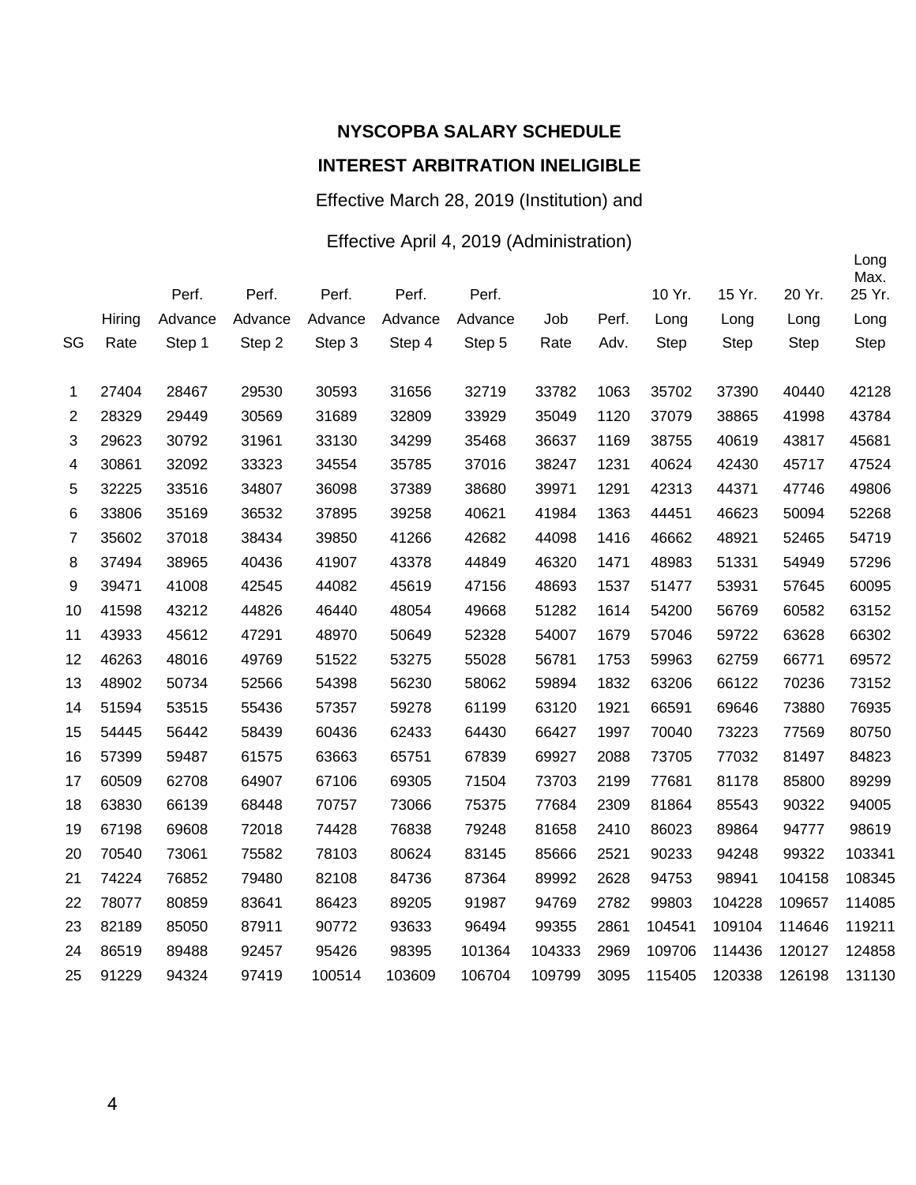**NYSCOPBA SALARY SCHEDULE**

**INTEREST ARBITRATION INELIGIBLE**

Effective March 28, 2019 (Institution) and

Effective April 4, 2019 (Administration)

| SG | Hiring Rate | Perf. Advance Step 1 | Perf. Advance Step 2 | Perf. Advance Step 3 | Perf. Advance Step 4 | Perf. Advance Step 5 | Job Rate | Perf. Adv. | 10 Yr. Long Step | 15 Yr. Long Step | 20 Yr. Long Step | Long Max. 25 Yr. Long Step |
|---|---|---|---|---|---|---|---|---|---|---|---|---|
| 1 | 27404 | 28467 | 29530 | 30593 | 31656 | 32719 | 33782 | 1063 | 35702 | 37390 | 40440 | 42128 |
| 2 | 28329 | 29449 | 30569 | 31689 | 32809 | 33929 | 35049 | 1120 | 37079 | 38865 | 41998 | 43784 |
| 3 | 29623 | 30792 | 31961 | 33130 | 34299 | 35468 | 36637 | 1169 | 38755 | 40619 | 43817 | 45681 |
| 4 | 30861 | 32092 | 33323 | 34554 | 35785 | 37016 | 38247 | 1231 | 40624 | 42430 | 45717 | 47524 |
| 5 | 32225 | 33516 | 34807 | 36098 | 37389 | 38680 | 39971 | 1291 | 42313 | 44371 | 47746 | 49806 |
| 6 | 33806 | 35169 | 36532 | 37895 | 39258 | 40621 | 41984 | 1363 | 44451 | 46623 | 50094 | 52268 |
| 7 | 35602 | 37018 | 38434 | 39850 | 41266 | 42682 | 44098 | 1416 | 46662 | 48921 | 52465 | 54719 |
| 8 | 37494 | 38965 | 40436 | 41907 | 43378 | 44849 | 46320 | 1471 | 48983 | 51331 | 54949 | 57296 |
| 9 | 39471 | 41008 | 42545 | 44082 | 45619 | 47156 | 48693 | 1537 | 51477 | 53931 | 57645 | 60095 |
| 10 | 41598 | 43212 | 44826 | 46440 | 48054 | 49668 | 51282 | 1614 | 54200 | 56769 | 60582 | 63152 |
| 11 | 43933 | 45612 | 47291 | 48970 | 50649 | 52328 | 54007 | 1679 | 57046 | 59722 | 63628 | 66302 |
| 12 | 46263 | 48016 | 49769 | 51522 | 53275 | 55028 | 56781 | 1753 | 59963 | 62759 | 66771 | 69572 |
| 13 | 48902 | 50734 | 52566 | 54398 | 56230 | 58062 | 59894 | 1832 | 63206 | 66122 | 70236 | 73152 |
| 14 | 51594 | 53515 | 55436 | 57357 | 59278 | 61199 | 63120 | 1921 | 66591 | 69646 | 73880 | 76935 |
| 15 | 54445 | 56442 | 58439 | 60436 | 62433 | 64430 | 66427 | 1997 | 70040 | 73223 | 77569 | 80750 |
| 16 | 57399 | 59487 | 61575 | 63663 | 65751 | 67839 | 69927 | 2088 | 73705 | 77032 | 81497 | 84823 |
| 17 | 60509 | 62708 | 64907 | 67106 | 69305 | 71504 | 73703 | 2199 | 77681 | 81178 | 85800 | 89299 |
| 18 | 63830 | 66139 | 68448 | 70757 | 73066 | 75375 | 77684 | 2309 | 81864 | 85543 | 90322 | 94005 |
| 19 | 67198 | 69608 | 72018 | 74428 | 76838 | 79248 | 81658 | 2410 | 86023 | 89864 | 94777 | 98619 |
| 20 | 70540 | 73061 | 75582 | 78103 | 80624 | 83145 | 85666 | 2521 | 90233 | 94248 | 99322 | 103341 |
| 21 | 74224 | 76852 | 79480 | 82108 | 84736 | 87364 | 89992 | 2628 | 94753 | 98941 | 104158 | 108345 |
| 22 | 78077 | 80859 | 83641 | 86423 | 89205 | 91987 | 94769 | 2782 | 99803 | 104228 | 109657 | 114085 |
| 23 | 82189 | 85050 | 87911 | 90772 | 93633 | 96494 | 99355 | 2861 | 104541 | 109104 | 114646 | 119211 |
| 24 | 86519 | 89488 | 92457 | 95426 | 98395 | 101364 | 104333 | 2969 | 109706 | 114436 | 120127 | 124858 |
| 25 | 91229 | 94324 | 97419 | 100514 | 103609 | 106704 | 109799 | 3095 | 115405 | 120338 | 126198 | 131130 |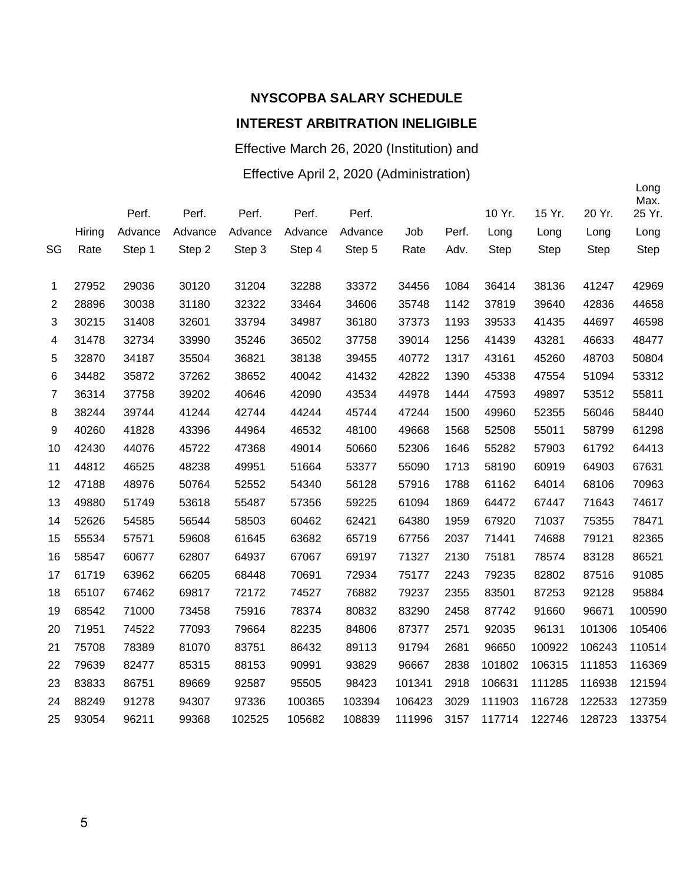**NYSCOPBA SALARY SCHEDULE**

**INTEREST ARBITRATION INELIGIBLE**

Effective March 26, 2020 (Institution) and

Effective April 2, 2020 (Administration)

| SG | Hiring Rate | Perf. Advance Step 1 | Perf. Advance Step 2 | Perf. Advance Step 3 | Perf. Advance Step 4 | Perf. Advance Step 5 | Job Rate | Perf. Adv. | 10 Yr. Long Step | 15 Yr. Long Step | 20 Yr. Long Step | Long Max. 25 Yr. Long Step |
|---|---|---|---|---|---|---|---|---|---|---|---|---|
| 1 | 27952 | 29036 | 30120 | 31204 | 32288 | 33372 | 34456 | 1084 | 36414 | 38136 | 41247 | 42969 |
| 2 | 28896 | 30038 | 31180 | 32322 | 33464 | 34606 | 35748 | 1142 | 37819 | 39640 | 42836 | 44658 |
| 3 | 30215 | 31408 | 32601 | 33794 | 34987 | 36180 | 37373 | 1193 | 39533 | 41435 | 44697 | 46598 |
| 4 | 31478 | 32734 | 33990 | 35246 | 36502 | 37758 | 39014 | 1256 | 41439 | 43281 | 46633 | 48477 |
| 5 | 32870 | 34187 | 35504 | 36821 | 38138 | 39455 | 40772 | 1317 | 43161 | 45260 | 48703 | 50804 |
| 6 | 34482 | 35872 | 37262 | 38652 | 40042 | 41432 | 42822 | 1390 | 45338 | 47554 | 51094 | 53312 |
| 7 | 36314 | 37758 | 39202 | 40646 | 42090 | 43534 | 44978 | 1444 | 47593 | 49897 | 53512 | 55811 |
| 8 | 38244 | 39744 | 41244 | 42744 | 44244 | 45744 | 47244 | 1500 | 49960 | 52355 | 56046 | 58440 |
| 9 | 40260 | 41828 | 43396 | 44964 | 46532 | 48100 | 49668 | 1568 | 52508 | 55011 | 58799 | 61298 |
| 10 | 42430 | 44076 | 45722 | 47368 | 49014 | 50660 | 52306 | 1646 | 55282 | 57903 | 61792 | 64413 |
| 11 | 44812 | 46525 | 48238 | 49951 | 51664 | 53377 | 55090 | 1713 | 58190 | 60919 | 64903 | 67631 |
| 12 | 47188 | 48976 | 50764 | 52552 | 54340 | 56128 | 57916 | 1788 | 61162 | 64014 | 68106 | 70963 |
| 13 | 49880 | 51749 | 53618 | 55487 | 57356 | 59225 | 61094 | 1869 | 64472 | 67447 | 71643 | 74617 |
| 14 | 52626 | 54585 | 56544 | 58503 | 60462 | 62421 | 64380 | 1959 | 67920 | 71037 | 75355 | 78471 |
| 15 | 55534 | 57571 | 59608 | 61645 | 63682 | 65719 | 67756 | 2037 | 71441 | 74688 | 79121 | 82365 |
| 16 | 58547 | 60677 | 62807 | 64937 | 67067 | 69197 | 71327 | 2130 | 75181 | 78574 | 83128 | 86521 |
| 17 | 61719 | 63962 | 66205 | 68448 | 70691 | 72934 | 75177 | 2243 | 79235 | 82802 | 87516 | 91085 |
| 18 | 65107 | 67462 | 69817 | 72172 | 74527 | 76882 | 79237 | 2355 | 83501 | 87253 | 92128 | 95884 |
| 19 | 68542 | 71000 | 73458 | 75916 | 78374 | 80832 | 83290 | 2458 | 87742 | 91660 | 96671 | 100590 |
| 20 | 71951 | 74522 | 77093 | 79664 | 82235 | 84806 | 87377 | 2571 | 92035 | 96131 | 101306 | 105406 |
| 21 | 75708 | 78389 | 81070 | 83751 | 86432 | 89113 | 91794 | 2681 | 96650 | 100922 | 106243 | 110514 |
| 22 | 79639 | 82477 | 85315 | 88153 | 90991 | 93829 | 96667 | 2838 | 101802 | 106315 | 111853 | 116369 |
| 23 | 83833 | 86751 | 89669 | 92587 | 95505 | 98423 | 101341 | 2918 | 106631 | 111285 | 116938 | 121594 |
| 24 | 88249 | 91278 | 94307 | 97336 | 100365 | 103394 | 106423 | 3029 | 111903 | 116728 | 122533 | 127359 |
| 25 | 93054 | 96211 | 99368 | 102525 | 105682 | 108839 | 111996 | 3157 | 117714 | 122746 | 128723 | 133754 |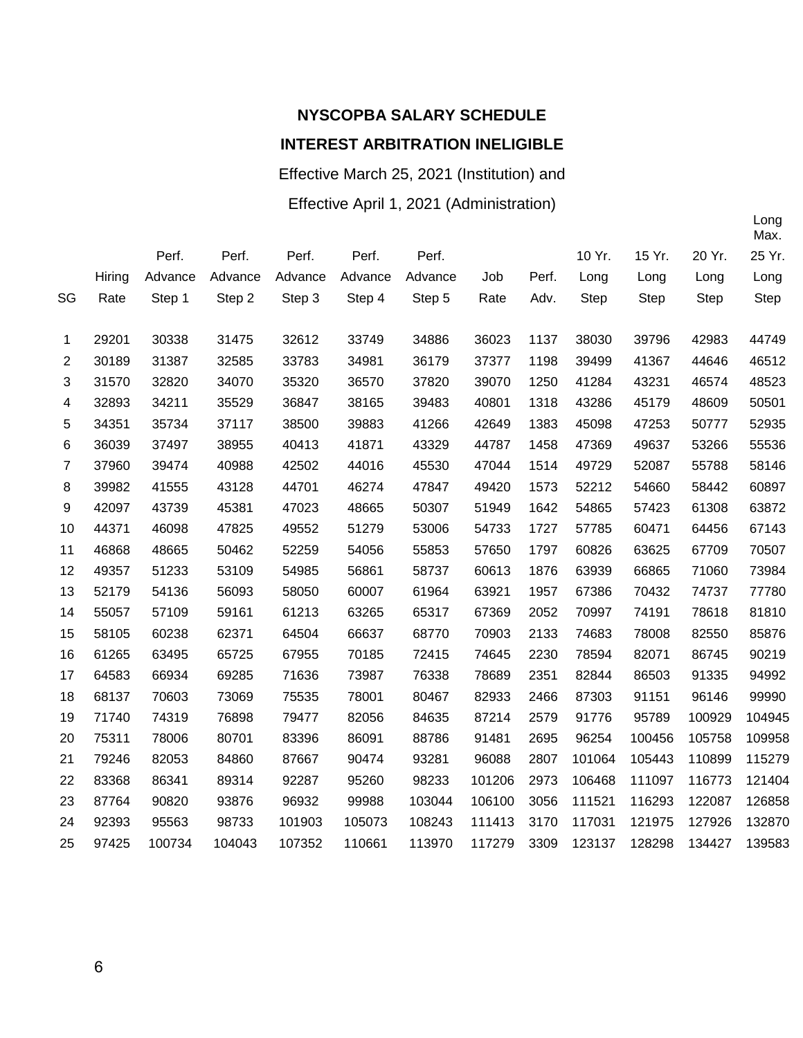**NYSCOPBA SALARY SCHEDULE**

**INTEREST ARBITRATION INELIGIBLE**

Effective March 25, 2021 (Institution) and

Effective April 1, 2021 (Administration)

| SG | Hiring Rate | Perf. Advance Step 1 | Perf. Advance Step 2 | Perf. Advance Step 3 | Perf. Advance Step 4 | Perf. Advance Step 5 | Job Rate | Perf. Adv. | 10 Yr. Long Step | 15 Yr. Long Step | 20 Yr. Long Step | Long Max. 25 Yr. Long Step |
|---|---|---|---|---|---|---|---|---|---|---|---|---|
| 1 | 29201 | 30338 | 31475 | 32612 | 33749 | 34886 | 36023 | 1137 | 38030 | 39796 | 42983 | 44749 |
| 2 | 30189 | 31387 | 32585 | 33783 | 34981 | 36179 | 37377 | 1198 | 39499 | 41367 | 44646 | 46512 |
| 3 | 31570 | 32820 | 34070 | 35320 | 36570 | 37820 | 39070 | 1250 | 41284 | 43231 | 46574 | 48523 |
| 4 | 32893 | 34211 | 35529 | 36847 | 38165 | 39483 | 40801 | 1318 | 43286 | 45179 | 48609 | 50501 |
| 5 | 34351 | 35734 | 37117 | 38500 | 39883 | 41266 | 42649 | 1383 | 45098 | 47253 | 50777 | 52935 |
| 6 | 36039 | 37497 | 38955 | 40413 | 41871 | 43329 | 44787 | 1458 | 47369 | 49637 | 53266 | 55536 |
| 7 | 37960 | 39474 | 40988 | 42502 | 44016 | 45530 | 47044 | 1514 | 49729 | 52087 | 55788 | 58146 |
| 8 | 39982 | 41555 | 43128 | 44701 | 46274 | 47847 | 49420 | 1573 | 52212 | 54660 | 58442 | 60897 |
| 9 | 42097 | 43739 | 45381 | 47023 | 48665 | 50307 | 51949 | 1642 | 54865 | 57423 | 61308 | 63872 |
| 10 | 44371 | 46098 | 47825 | 49552 | 51279 | 53006 | 54733 | 1727 | 57785 | 60471 | 64456 | 67143 |
| 11 | 46868 | 48665 | 50462 | 52259 | 54056 | 55853 | 57650 | 1797 | 60826 | 63625 | 67709 | 70507 |
| 12 | 49357 | 51233 | 53109 | 54985 | 56861 | 58737 | 60613 | 1876 | 63939 | 66865 | 71060 | 73984 |
| 13 | 52179 | 54136 | 56093 | 58050 | 60007 | 61964 | 63921 | 1957 | 67386 | 70432 | 74737 | 77780 |
| 14 | 55057 | 57109 | 59161 | 61213 | 63265 | 65317 | 67369 | 2052 | 70997 | 74191 | 78618 | 81810 |
| 15 | 58105 | 60238 | 62371 | 64504 | 66637 | 68770 | 70903 | 2133 | 74683 | 78008 | 82550 | 85876 |
| 16 | 61265 | 63495 | 65725 | 67955 | 70185 | 72415 | 74645 | 2230 | 78594 | 82071 | 86745 | 90219 |
| 17 | 64583 | 66934 | 69285 | 71636 | 73987 | 76338 | 78689 | 2351 | 82844 | 86503 | 91335 | 94992 |
| 18 | 68137 | 70603 | 73069 | 75535 | 78001 | 80467 | 82933 | 2466 | 87303 | 91151 | 96146 | 99990 |
| 19 | 71740 | 74319 | 76898 | 79477 | 82056 | 84635 | 87214 | 2579 | 91776 | 95789 | 100929 | 104945 |
| 20 | 75311 | 78006 | 80701 | 83396 | 86091 | 88786 | 91481 | 2695 | 96254 | 100456 | 105758 | 109958 |
| 21 | 79246 | 82053 | 84860 | 87667 | 90474 | 93281 | 96088 | 2807 | 101064 | 105443 | 110899 | 115279 |
| 22 | 83368 | 86341 | 89314 | 92287 | 95260 | 98233 | 101206 | 2973 | 106468 | 111097 | 116773 | 121404 |
| 23 | 87764 | 90820 | 93876 | 96932 | 99988 | 103044 | 106100 | 3056 | 111521 | 116293 | 122087 | 126858 |
| 24 | 92393 | 95563 | 98733 | 101903 | 105073 | 108243 | 111413 | 3170 | 117031 | 121975 | 127926 | 132870 |
| 25 | 97425 | 100734 | 104043 | 107352 | 110661 | 113970 | 117279 | 3309 | 123137 | 128298 | 134427 | 139583 |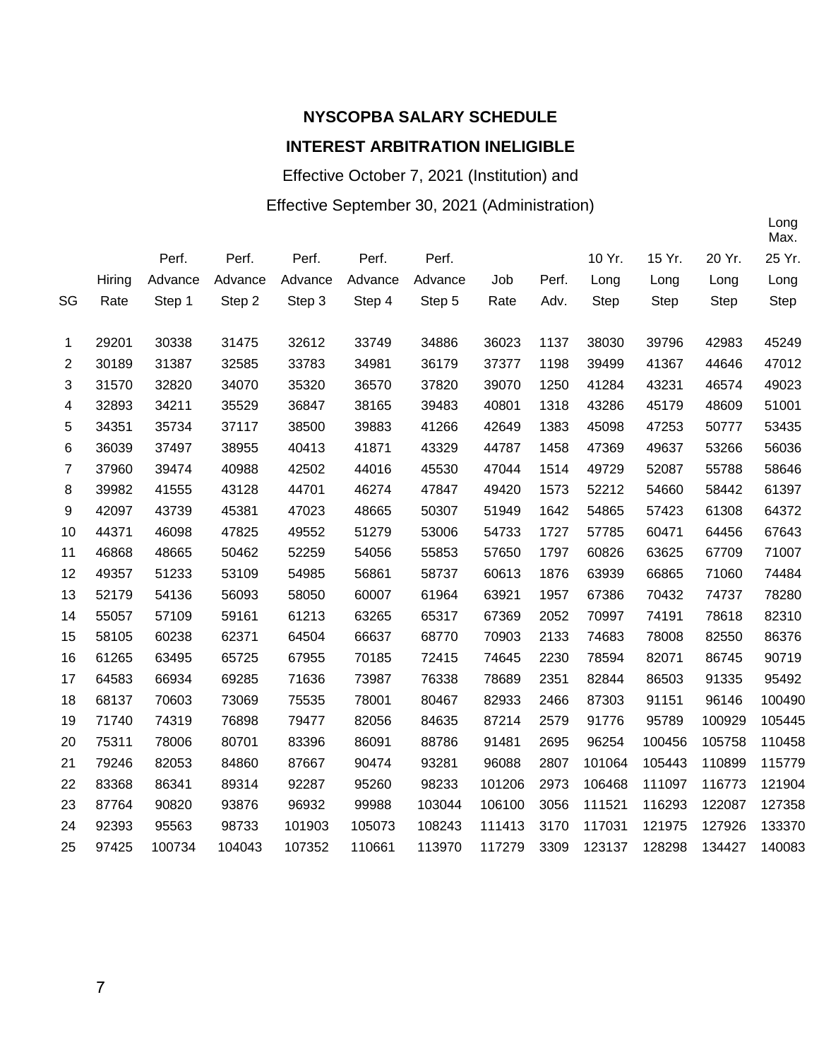**NYSCOPBA SALARY SCHEDULE**

**INTEREST ARBITRATION INELIGIBLE**

Effective October 7, 2021 (Institution) and

Effective September 30, 2021 (Administration)

| SG | Hiring Rate | Perf. Advance Step 1 | Perf. Advance Step 2 | Perf. Advance Step 3 | Perf. Advance Step 4 | Perf. Advance Step 5 | Job Rate | Perf. Adv. | 10 Yr. Long Step | 15 Yr. Long Step | 20 Yr. Long Step | Long Max. 25 Yr. Long Step |
|---|---|---|---|---|---|---|---|---|---|---|---|---|
| 1 | 29201 | 30338 | 31475 | 32612 | 33749 | 34886 | 36023 | 1137 | 38030 | 39796 | 42983 | 45249 |
| 2 | 30189 | 31387 | 32585 | 33783 | 34981 | 36179 | 37377 | 1198 | 39499 | 41367 | 44646 | 47012 |
| 3 | 31570 | 32820 | 34070 | 35320 | 36570 | 37820 | 39070 | 1250 | 41284 | 43231 | 46574 | 49023 |
| 4 | 32893 | 34211 | 35529 | 36847 | 38165 | 39483 | 40801 | 1318 | 43286 | 45179 | 48609 | 51001 |
| 5 | 34351 | 35734 | 37117 | 38500 | 39883 | 41266 | 42649 | 1383 | 45098 | 47253 | 50777 | 53435 |
| 6 | 36039 | 37497 | 38955 | 40413 | 41871 | 43329 | 44787 | 1458 | 47369 | 49637 | 53266 | 56036 |
| 7 | 37960 | 39474 | 40988 | 42502 | 44016 | 45530 | 47044 | 1514 | 49729 | 52087 | 55788 | 58646 |
| 8 | 39982 | 41555 | 43128 | 44701 | 46274 | 47847 | 49420 | 1573 | 52212 | 54660 | 58442 | 61397 |
| 9 | 42097 | 43739 | 45381 | 47023 | 48665 | 50307 | 51949 | 1642 | 54865 | 57423 | 61308 | 64372 |
| 10 | 44371 | 46098 | 47825 | 49552 | 51279 | 53006 | 54733 | 1727 | 57785 | 60471 | 64456 | 67643 |
| 11 | 46868 | 48665 | 50462 | 52259 | 54056 | 55853 | 57650 | 1797 | 60826 | 63625 | 67709 | 71007 |
| 12 | 49357 | 51233 | 53109 | 54985 | 56861 | 58737 | 60613 | 1876 | 63939 | 66865 | 71060 | 74484 |
| 13 | 52179 | 54136 | 56093 | 58050 | 60007 | 61964 | 63921 | 1957 | 67386 | 70432 | 74737 | 78280 |
| 14 | 55057 | 57109 | 59161 | 61213 | 63265 | 65317 | 67369 | 2052 | 70997 | 74191 | 78618 | 82310 |
| 15 | 58105 | 60238 | 62371 | 64504 | 66637 | 68770 | 70903 | 2133 | 74683 | 78008 | 82550 | 86376 |
| 16 | 61265 | 63495 | 65725 | 67955 | 70185 | 72415 | 74645 | 2230 | 78594 | 82071 | 86745 | 90719 |
| 17 | 64583 | 66934 | 69285 | 71636 | 73987 | 76338 | 78689 | 2351 | 82844 | 86503 | 91335 | 95492 |
| 18 | 68137 | 70603 | 73069 | 75535 | 78001 | 80467 | 82933 | 2466 | 87303 | 91151 | 96146 | 100490 |
| 19 | 71740 | 74319 | 76898 | 79477 | 82056 | 84635 | 87214 | 2579 | 91776 | 95789 | 100929 | 105445 |
| 20 | 75311 | 78006 | 80701 | 83396 | 86091 | 88786 | 91481 | 2695 | 96254 | 100456 | 105758 | 110458 |
| 21 | 79246 | 82053 | 84860 | 87667 | 90474 | 93281 | 96088 | 2807 | 101064 | 105443 | 110899 | 115779 |
| 22 | 83368 | 86341 | 89314 | 92287 | 95260 | 98233 | 101206 | 2973 | 106468 | 111097 | 116773 | 121904 |
| 23 | 87764 | 90820 | 93876 | 96932 | 99988 | 103044 | 106100 | 3056 | 111521 | 116293 | 122087 | 127358 |
| 24 | 92393 | 95563 | 98733 | 101903 | 105073 | 108243 | 111413 | 3170 | 117031 | 121975 | 127926 | 133370 |
| 25 | 97425 | 100734 | 104043 | 107352 | 110661 | 113970 | 117279 | 3309 | 123137 | 128298 | 134427 | 140083 |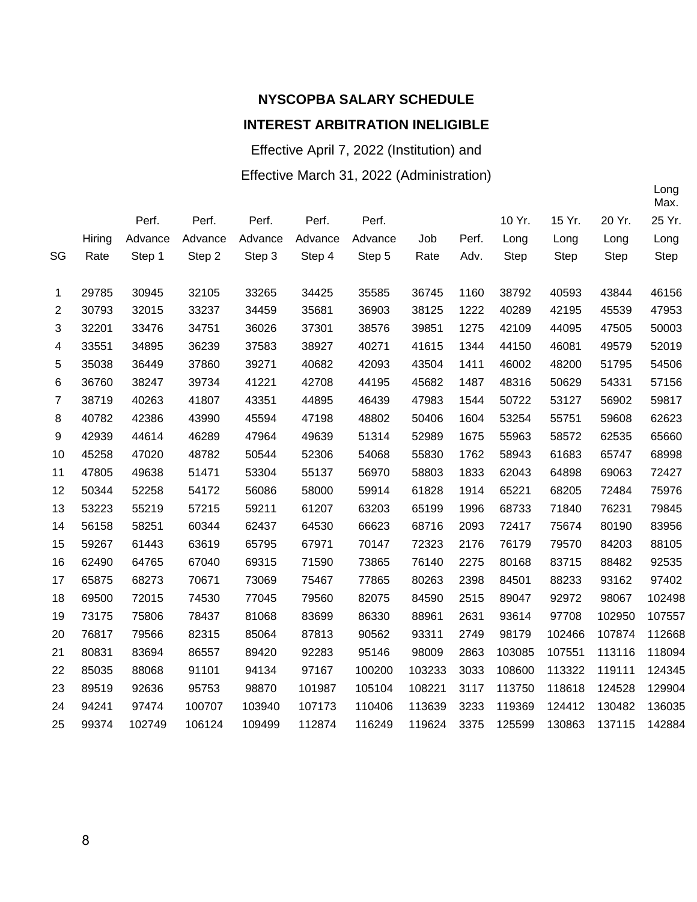**NYSCOPBA SALARY SCHEDULE**

**INTEREST ARBITRATION INELIGIBLE**

Effective April 7, 2022 (Institution) and

Effective March 31, 2022 (Administration)

| SG | Hiring Rate | Perf. Advance Step 1 | Perf. Advance Step 2 | Perf. Advance Step 3 | Perf. Advance Step 4 | Perf. Advance Step 5 | Job Rate | Perf. Adv. | 10 Yr. Long Step | 15 Yr. Long Step | 20 Yr. Long Step | Long Max. 25 Yr. Long Step |
|---|---|---|---|---|---|---|---|---|---|---|---|---|
| 1 | 29785 | 30945 | 32105 | 33265 | 34425 | 35585 | 36745 | 1160 | 38792 | 40593 | 43844 | 46156 |
| 2 | 30793 | 32015 | 33237 | 34459 | 35681 | 36903 | 38125 | 1222 | 40289 | 42195 | 45539 | 47953 |
| 3 | 32201 | 33476 | 34751 | 36026 | 37301 | 38576 | 39851 | 1275 | 42109 | 44095 | 47505 | 50003 |
| 4 | 33551 | 34895 | 36239 | 37583 | 38927 | 40271 | 41615 | 1344 | 44150 | 46081 | 49579 | 52019 |
| 5 | 35038 | 36449 | 37860 | 39271 | 40682 | 42093 | 43504 | 1411 | 46002 | 48200 | 51795 | 54506 |
| 6 | 36760 | 38247 | 39734 | 41221 | 42708 | 44195 | 45682 | 1487 | 48316 | 50629 | 54331 | 57156 |
| 7 | 38719 | 40263 | 41807 | 43351 | 44895 | 46439 | 47983 | 1544 | 50722 | 53127 | 56902 | 59817 |
| 8 | 40782 | 42386 | 43990 | 45594 | 47198 | 48802 | 50406 | 1604 | 53254 | 55751 | 59608 | 62623 |
| 9 | 42939 | 44614 | 46289 | 47964 | 49639 | 51314 | 52989 | 1675 | 55963 | 58572 | 62535 | 65660 |
| 10 | 45258 | 47020 | 48782 | 50544 | 52306 | 54068 | 55830 | 1762 | 58943 | 61683 | 65747 | 68998 |
| 11 | 47805 | 49638 | 51471 | 53304 | 55137 | 56970 | 58803 | 1833 | 62043 | 64898 | 69063 | 72427 |
| 12 | 50344 | 52258 | 54172 | 56086 | 58000 | 59914 | 61828 | 1914 | 65221 | 68205 | 72484 | 75976 |
| 13 | 53223 | 55219 | 57215 | 59211 | 61207 | 63203 | 65199 | 1996 | 68733 | 71840 | 76231 | 79845 |
| 14 | 56158 | 58251 | 60344 | 62437 | 64530 | 66623 | 68716 | 2093 | 72417 | 75674 | 80190 | 83956 |
| 15 | 59267 | 61443 | 63619 | 65795 | 67971 | 70147 | 72323 | 2176 | 76179 | 79570 | 84203 | 88105 |
| 16 | 62490 | 64765 | 67040 | 69315 | 71590 | 73865 | 76140 | 2275 | 80168 | 83715 | 88482 | 92535 |
| 17 | 65875 | 68273 | 70671 | 73069 | 75467 | 77865 | 80263 | 2398 | 84501 | 88233 | 93162 | 97402 |
| 18 | 69500 | 72015 | 74530 | 77045 | 79560 | 82075 | 84590 | 2515 | 89047 | 92972 | 98067 | 102498 |
| 19 | 73175 | 75806 | 78437 | 81068 | 83699 | 86330 | 88961 | 2631 | 93614 | 97708 | 102950 | 107557 |
| 20 | 76817 | 79566 | 82315 | 85064 | 87813 | 90562 | 93311 | 2749 | 98179 | 102466 | 107874 | 112668 |
| 21 | 80831 | 83694 | 86557 | 89420 | 92283 | 95146 | 98009 | 2863 | 103085 | 107551 | 113116 | 118094 |
| 22 | 85035 | 88068 | 91101 | 94134 | 97167 | 100200 | 103233 | 3033 | 108600 | 113322 | 119111 | 124345 |
| 23 | 89519 | 92636 | 95753 | 98870 | 101987 | 105104 | 108221 | 3117 | 113750 | 118618 | 124528 | 129904 |
| 24 | 94241 | 97474 | 100707 | 103940 | 107173 | 110406 | 113639 | 3233 | 119369 | 124412 | 130482 | 136035 |
| 25 | 99374 | 102749 | 106124 | 109499 | 112874 | 116249 | 119624 | 3375 | 125599 | 130863 | 137115 | 142884 |